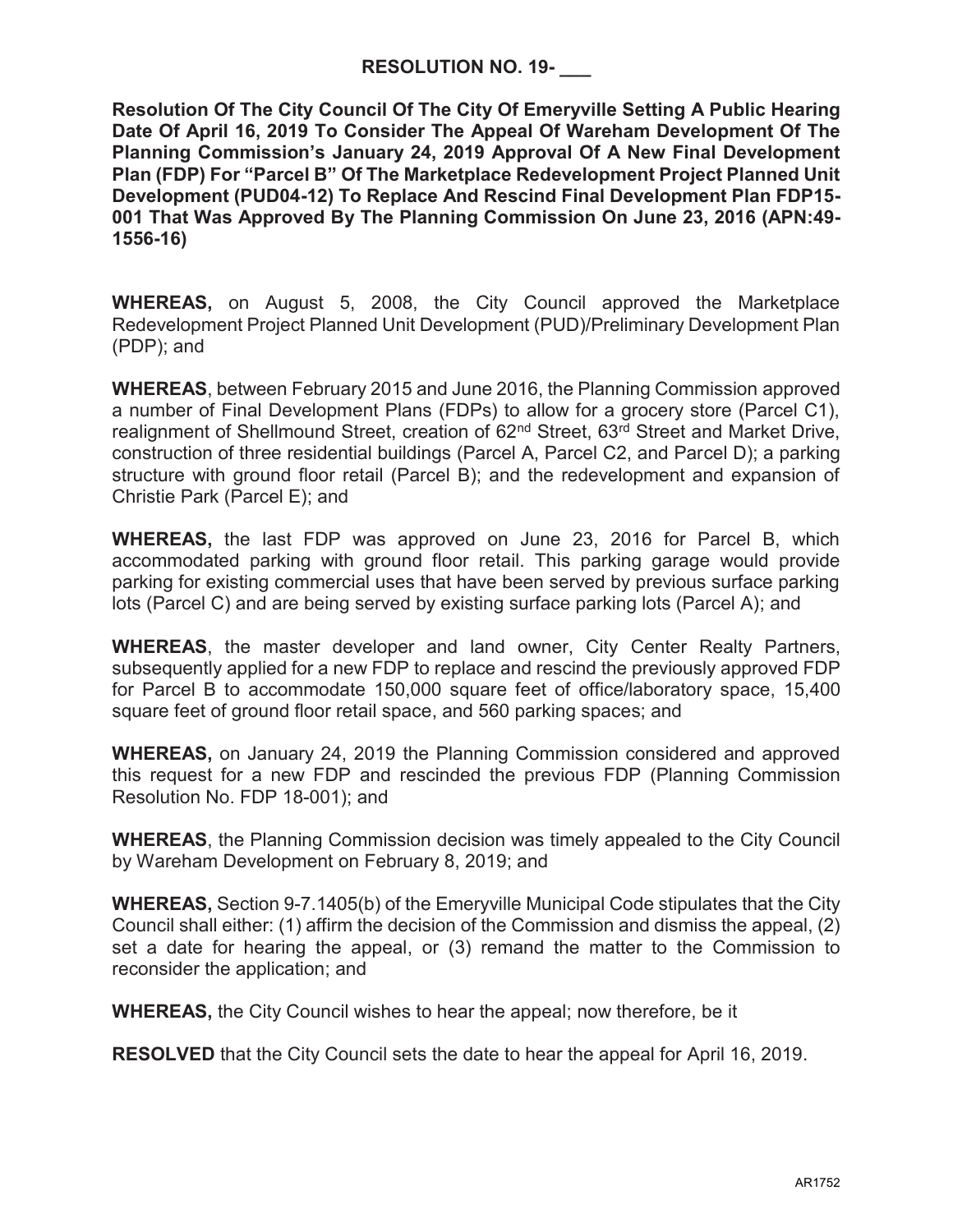# RESOLUTION NO. 19- ___

**Resolution Of The City Council Of The City Of Emeryville Setting A Public Hearing Date Of April 16, 2019 To Consider The Appeal Of Wareham Development Of The Planning Commission's January 24, 2019 Approval Of A New Final Development Plan (FDP) For "Parcel B" Of The Marketplace Redevelopment Project Planned Unit Development (PUD04-12) To Replace And Rescind Final Development Plan FDP15-001 That Was Approved By The Planning Commission On June 23, 2016 (APN:49-1556-16)**

**WHEREAS,** on August 5, 2008, the City Council approved the Marketplace Redevelopment Project Planned Unit Development (PUD)/Preliminary Development Plan (PDP); and

**WHEREAS**, between February 2015 and June 2016, the Planning Commission approved a number of Final Development Plans (FDPs) to allow for a grocery store (Parcel C1), realignment of Shellmound Street, creation of 62nd Street, 63rd Street and Market Drive, construction of three residential buildings (Parcel A, Parcel C2, and Parcel D); a parking structure with ground floor retail (Parcel B); and the redevelopment and expansion of Christie Park (Parcel E); and

**WHEREAS,** the last FDP was approved on June 23, 2016 for Parcel B, which accommodated parking with ground floor retail. This parking garage would provide parking for existing commercial uses that have been served by previous surface parking lots (Parcel C) and are being served by existing surface parking lots (Parcel A); and

**WHEREAS**, the master developer and land owner, City Center Realty Partners, subsequently applied for a new FDP to replace and rescind the previously approved FDP for Parcel B to accommodate 150,000 square feet of office/laboratory space, 15,400 square feet of ground floor retail space, and 560 parking spaces; and

**WHEREAS,** on January 24, 2019 the Planning Commission considered and approved this request for a new FDP and rescinded the previous FDP (Planning Commission Resolution No. FDP 18-001); and

**WHEREAS**, the Planning Commission decision was timely appealed to the City Council by Wareham Development on February 8, 2019; and

**WHEREAS,** Section 9-7.1405(b) of the Emeryville Municipal Code stipulates that the City Council shall either: (1) affirm the decision of the Commission and dismiss the appeal, (2) set a date for hearing the appeal, or (3) remand the matter to the Commission to reconsider the application; and

**WHEREAS,** the City Council wishes to hear the appeal; now therefore, be it

**RESOLVED** that the City Council sets the date to hear the appeal for April 16, 2019.

AR1752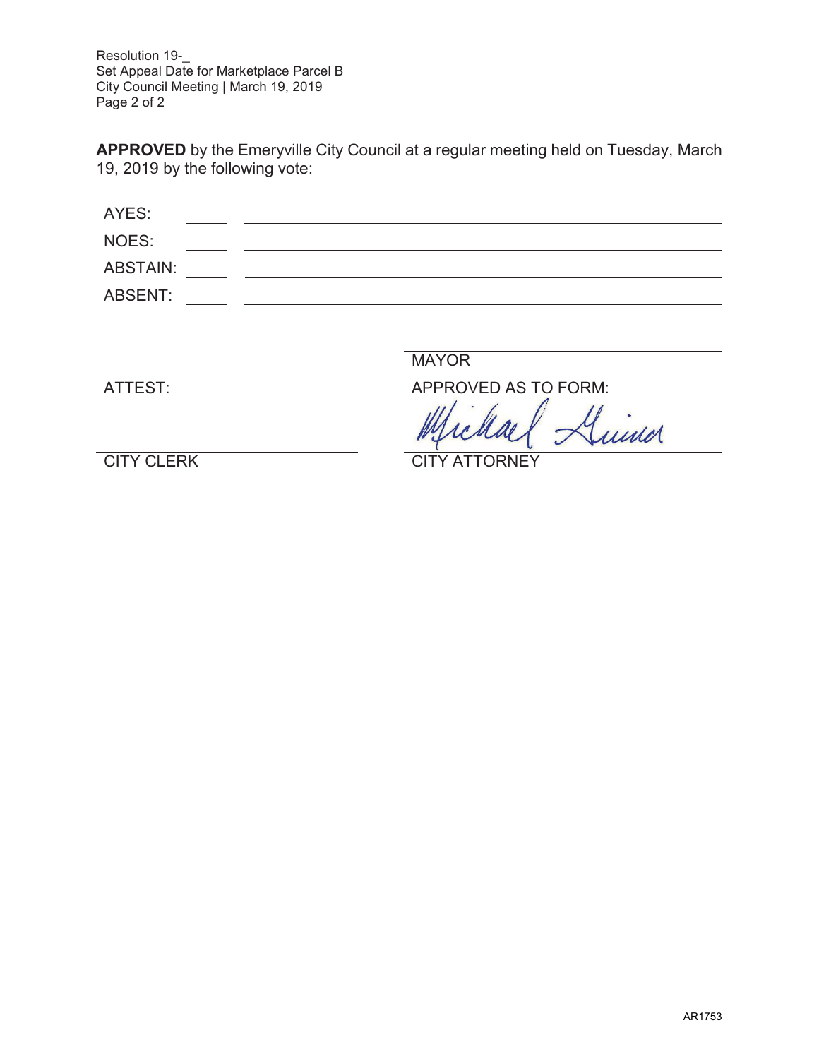**APPROVED** by the Emeryville City Council at a regular meeting held on Tuesday, March 19, 2019 by the following vote:

AYES: ______ ____________________

NOES: ______ ____________________

ABSTAIN: ______ ____________________

ABSENT: ______ ____________________

____________________
MAYOR

ATTEST:

____________________
CITY CLERK

APPROVED AS TO FORM:

Michael Guina

____________________
CITY ATTORNEY

AR1753